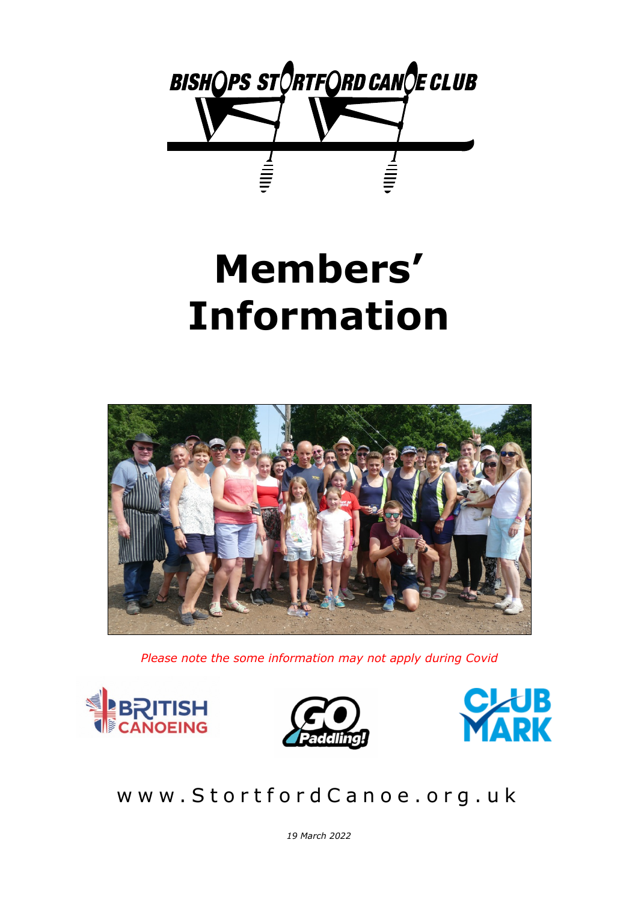BISHOPS STORTFORD CANOE CLUB

# Members' Information

*Please note the some information may not apply during Covid*

www.StortfordCanoe.org.uk

*19 March 2022*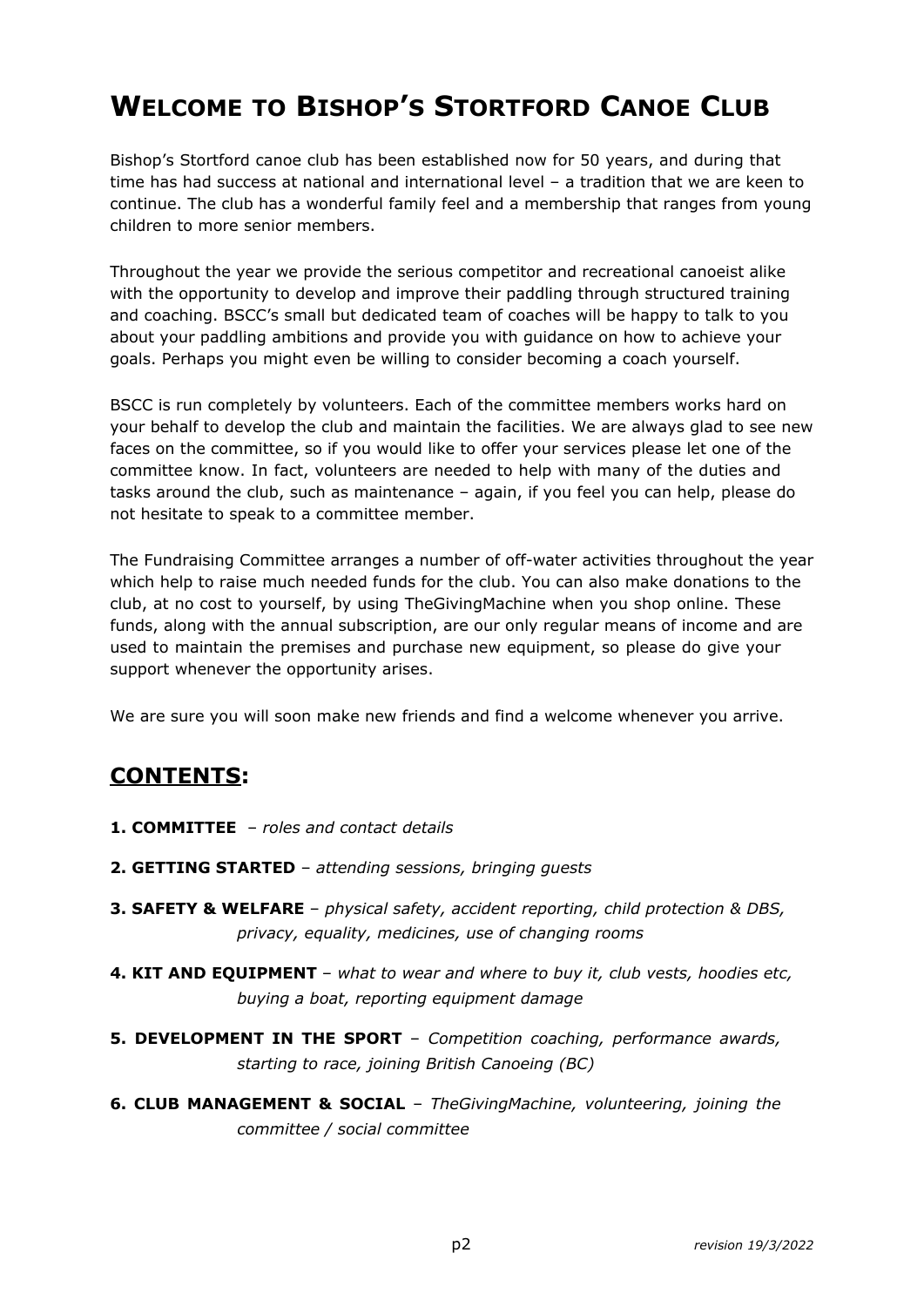# Welcome to Bishop's Stortford Canoe Club

Bishop's Stortford canoe club has been established now for 50 years, and during that time has had success at national and international level – a tradition that we are keen to continue. The club has a wonderful family feel and a membership that ranges from young children to more senior members.

Throughout the year we provide the serious competitor and recreational canoeist alike with the opportunity to develop and improve their paddling through structured training and coaching. BSCC's small but dedicated team of coaches will be happy to talk to you about your paddling ambitions and provide you with guidance on how to achieve your goals. Perhaps you might even be willing to consider becoming a coach yourself.

BSCC is run completely by volunteers. Each of the committee members works hard on your behalf to develop the club and maintain the facilities. We are always glad to see new faces on the committee, so if you would like to offer your services please let one of the committee know. In fact, volunteers are needed to help with many of the duties and tasks around the club, such as maintenance – again, if you feel you can help, please do not hesitate to speak to a committee member.

The Fundraising Committee arranges a number of off-water activities throughout the year which help to raise much needed funds for the club. You can also make donations to the club, at no cost to yourself, by using TheGivingMachine when you shop online. These funds, along with the annual subscription, are our only regular means of income and are used to maintain the premises and purchase new equipment, so please do give your support whenever the opportunity arises.

We are sure you will soon make new friends and find a welcome whenever you arrive.

## CONTENTS:

**1. COMMITTEE** – *roles and contact details*

**2. GETTING STARTED** – *attending sessions, bringing guests*

**3. SAFETY & WELFARE** – *physical safety, accident reporting, child protection & DBS, privacy, equality, medicines, use of changing rooms*

**4. KIT AND EQUIPMENT** – *what to wear and where to buy it, club vests, hoodies etc, buying a boat, reporting equipment damage*

**5. DEVELOPMENT IN THE SPORT** – *Competition coaching, performance awards, starting to race, joining British Canoeing (BC)*

**6. CLUB MANAGEMENT & SOCIAL** – *TheGivingMachine, volunteering, joining the committee / social committee*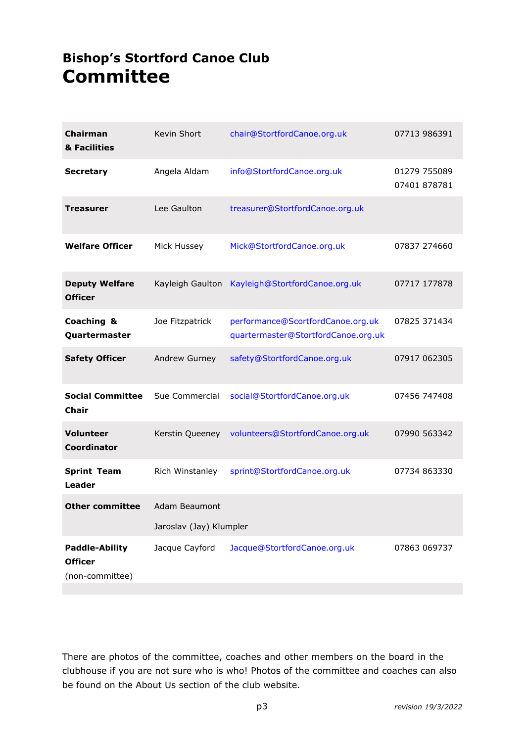## Bishop's Stortford Canoe Club

# Committee

| Role | Name | Email | Phone |
|---|---|---|---|
| **Chairman & Facilities** | Kevin Short | chair@StortfordCanoe.org.uk | 07713 986391 |
| **Secretary** | Angela Aldam | info@StortfordCanoe.org.uk | 01279 755089<br>07401 878781 |
| **Treasurer** | Lee Gaulton | treasurer@StortfordCanoe.org.uk | |
| **Welfare Officer** | Mick Hussey | Mick@StortfordCanoe.org.uk | 07837 274660 |
| **Deputy Welfare Officer** | Kayleigh Gaulton | Kayleigh@StortfordCanoe.org.uk | 07717 177878 |
| **Coaching & Quartermaster** | Joe Fitzpatrick | performance@ScortfordCanoe.org.uk<br>quartermaster@StortfordCanoe.org.uk | 07825 371434 |
| **Safety Officer** | Andrew Gurney | safety@StortfordCanoe.org.uk | 07917 062305 |
| **Social Committee Chair** | Sue Commercial | social@StortfordCanoe.org.uk | 07456 747408 |
| **Volunteer Coordinator** | Kerstin Queeney | volunteers@StortfordCanoe.org.uk | 07990 563342 |
| **Sprint Team Leader** | Rich Winstanley | sprint@StortfordCanoe.org.uk | 07734 863330 |
| **Other committee** | Adam Beaumont<br>Jaroslav (Jay) Klumpler | | |
| **Paddle-Ability Officer** (non-committee) | Jacque Cayford | Jacque@StortfordCanoe.org.uk | 07863 069737 |

There are photos of the committee, coaches and other members on the board in the clubhouse if you are not sure who is who! Photos of the committee and coaches can also be found on the About Us section of the club website.

*revision 19/3/2022*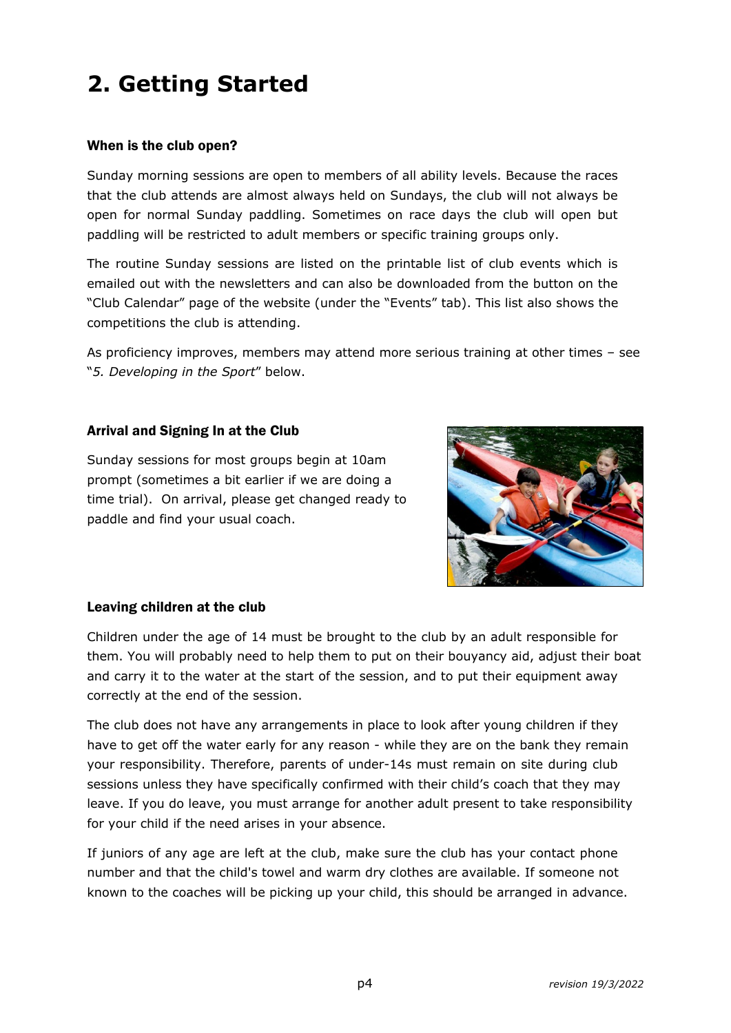# 2. Getting Started

### When is the club open?

Sunday morning sessions are open to members of all ability levels. Because the races that the club attends are almost always held on Sundays, the club will not always be open for normal Sunday paddling. Sometimes on race days the club will open but paddling will be restricted to adult members or specific training groups only.

The routine Sunday sessions are listed on the printable list of club events which is emailed out with the newsletters and can also be downloaded from the button on the "Club Calendar" page of the website (under the "Events" tab). This list also shows the competitions the club is attending.

As proficiency improves, members may attend more serious training at other times – see "*5. Developing in the Sport*" below.

### Arrival and Signing In at the Club

Sunday sessions for most groups begin at 10am prompt (sometimes a bit earlier if we are doing a time trial). On arrival, please get changed ready to paddle and find your usual coach.

### Leaving children at the club

Children under the age of 14 must be brought to the club by an adult responsible for them. You will probably need to help them to put on their bouyancy aid, adjust their boat and carry it to the water at the start of the session, and to put their equipment away correctly at the end of the session.

The club does not have any arrangements in place to look after young children if they have to get off the water early for any reason - while they are on the bank they remain your responsibility. Therefore, parents of under-14s must remain on site during club sessions unless they have specifically confirmed with their child's coach that they may leave. If you do leave, you must arrange for another adult present to take responsibility for your child if the need arises in your absence.

If juniors of any age are left at the club, make sure the club has your contact phone number and that the child's towel and warm dry clothes are available. If someone not known to the coaches will be picking up your child, this should be arranged in advance.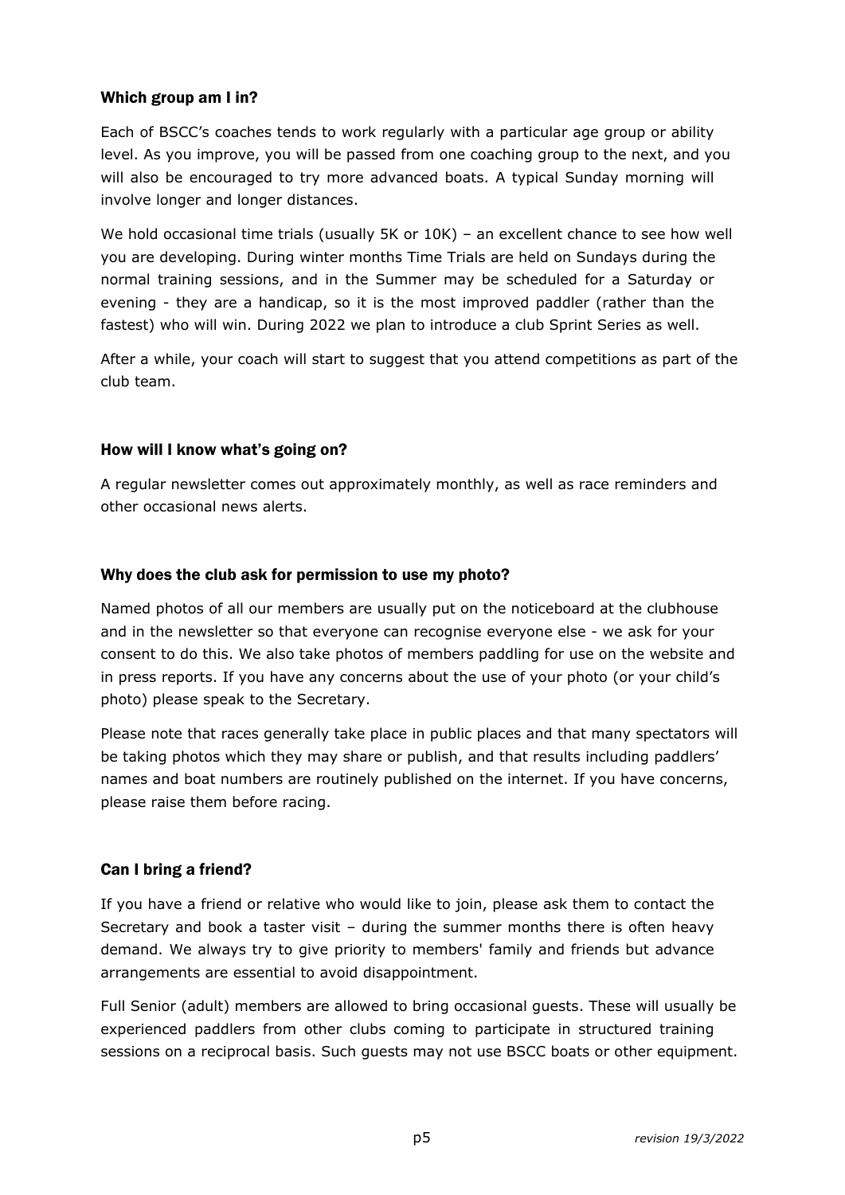### Which group am I in?

Each of BSCC's coaches tends to work regularly with a particular age group or ability level. As you improve, you will be passed from one coaching group to the next, and you will also be encouraged to try more advanced boats. A typical Sunday morning will involve longer and longer distances.

We hold occasional time trials (usually 5K or 10K) – an excellent chance to see how well you are developing. During winter months Time Trials are held on Sundays during the normal training sessions, and in the Summer may be scheduled for a Saturday or evening - they are a handicap, so it is the most improved paddler (rather than the fastest) who will win. During 2022 we plan to introduce a club Sprint Series as well.

After a while, your coach will start to suggest that you attend competitions as part of the club team.

### How will I know what's going on?

A regular newsletter comes out approximately monthly, as well as race reminders and other occasional news alerts.

### Why does the club ask for permission to use my photo?

Named photos of all our members are usually put on the noticeboard at the clubhouse and in the newsletter so that everyone can recognise everyone else - we ask for your consent to do this. We also take photos of members paddling for use on the website and in press reports. If you have any concerns about the use of your photo (or your child's photo) please speak to the Secretary.

Please note that races generally take place in public places and that many spectators will be taking photos which they may share or publish, and that results including paddlers' names and boat numbers are routinely published on the internet. If you have concerns, please raise them before racing.

### Can I bring a friend?

If you have a friend or relative who would like to join, please ask them to contact the Secretary and book a taster visit – during the summer months there is often heavy demand. We always try to give priority to members' family and friends but advance arrangements are essential to avoid disappointment.

Full Senior (adult) members are allowed to bring occasional guests. These will usually be experienced paddlers from other clubs coming to participate in structured training sessions on a reciprocal basis. Such guests may not use BSCC boats or other equipment.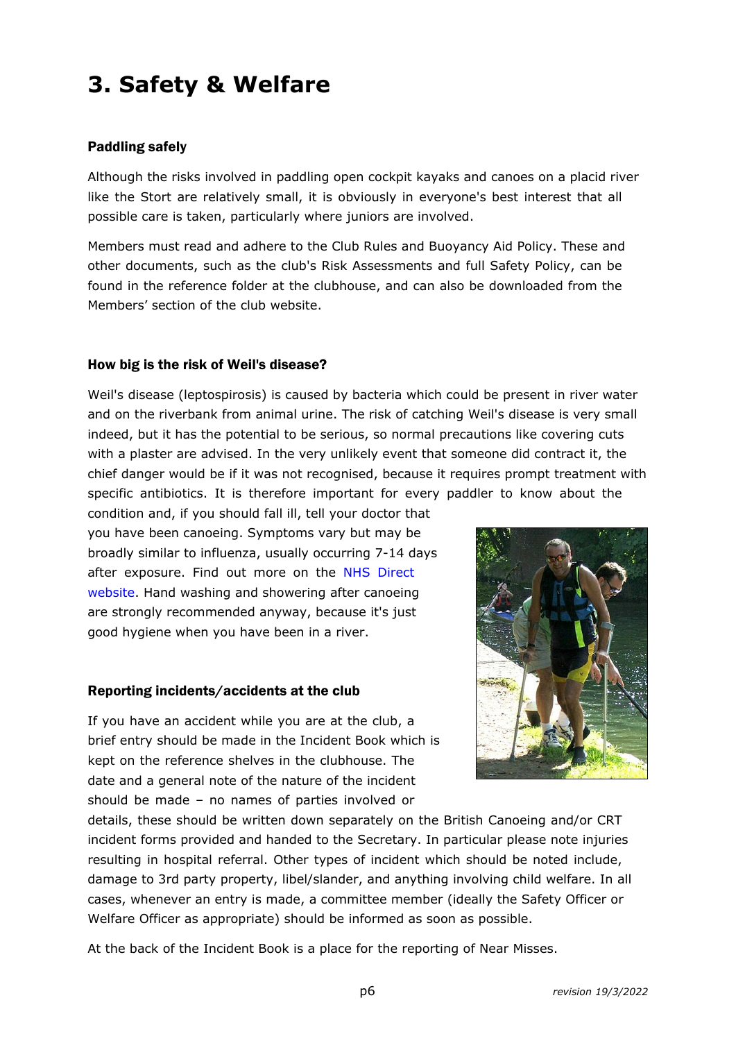# 3. Safety & Welfare

### Paddling safely

Although the risks involved in paddling open cockpit kayaks and canoes on a placid river like the Stort are relatively small, it is obviously in everyone's best interest that all possible care is taken, particularly where juniors are involved.

Members must read and adhere to the Club Rules and Buoyancy Aid Policy. These and other documents, such as the club's Risk Assessments and full Safety Policy, can be found in the reference folder at the clubhouse, and can also be downloaded from the Members' section of the club website.

### How big is the risk of Weil's disease?

Weil's disease (leptospirosis) is caused by bacteria which could be present in river water and on the riverbank from animal urine. The risk of catching Weil's disease is very small indeed, but it has the potential to be serious, so normal precautions like covering cuts with a plaster are advised. In the very unlikely event that someone did contract it, the chief danger would be if it was not recognised, because it requires prompt treatment with specific antibiotics. It is therefore important for every paddler to know about the condition and, if you should fall ill, tell your doctor that you have been canoeing. Symptoms vary but may be broadly similar to influenza, usually occurring 7-14 days after exposure. Find out more on the NHS Direct website. Hand washing and showering after canoeing are strongly recommended anyway, because it's just good hygiene when you have been in a river.

### Reporting incidents/accidents at the club

If you have an accident while you are at the club, a brief entry should be made in the Incident Book which is kept on the reference shelves in the clubhouse. The date and a general note of the nature of the incident should be made – no names of parties involved or details, these should be written down separately on the British Canoeing and/or CRT incident forms provided and handed to the Secretary. In particular please note injuries resulting in hospital referral. Other types of incident which should be noted include, damage to 3rd party property, libel/slander, and anything involving child welfare. In all cases, whenever an entry is made, a committee member (ideally the Safety Officer or Welfare Officer as appropriate) should be informed as soon as possible.

At the back of the Incident Book is a place for the reporting of Near Misses.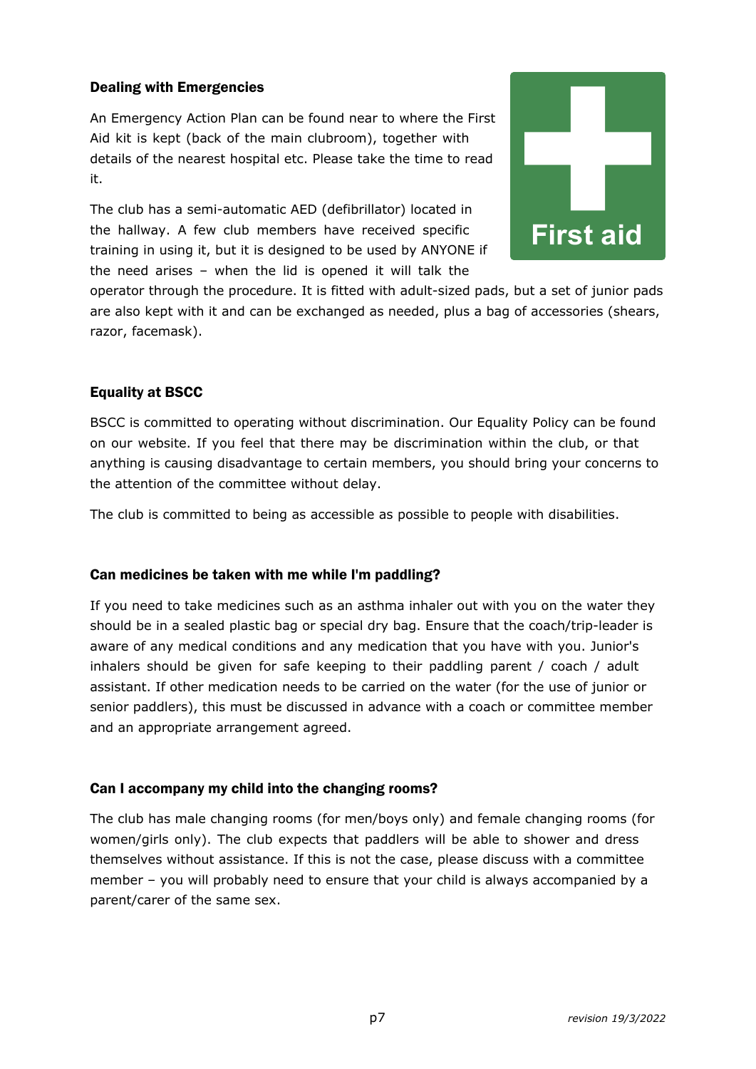### Dealing with Emergencies

An Emergency Action Plan can be found near to where the First Aid kit is kept (back of the main clubroom), together with details of the nearest hospital etc. Please take the time to read it.

The club has a semi-automatic AED (defibrillator) located in the hallway. A few club members have received specific training in using it, but it is designed to be used by ANYONE if the need arises – when the lid is opened it will talk the operator through the procedure. It is fitted with adult-sized pads, but a set of junior pads are also kept with it and can be exchanged as needed, plus a bag of accessories (shears, razor, facemask).

### Equality at BSCC

BSCC is committed to operating without discrimination. Our Equality Policy can be found on our website. If you feel that there may be discrimination within the club, or that anything is causing disadvantage to certain members, you should bring your concerns to the attention of the committee without delay.

The club is committed to being as accessible as possible to people with disabilities.

### Can medicines be taken with me while I'm paddling?

If you need to take medicines such as an asthma inhaler out with you on the water they should be in a sealed plastic bag or special dry bag. Ensure that the coach/trip-leader is aware of any medical conditions and any medication that you have with you. Junior's inhalers should be given for safe keeping to their paddling parent / coach / adult assistant. If other medication needs to be carried on the water (for the use of junior or senior paddlers), this must be discussed in advance with a coach or committee member and an appropriate arrangement agreed.

### Can I accompany my child into the changing rooms?

The club has male changing rooms (for men/boys only) and female changing rooms (for women/girls only). The club expects that paddlers will be able to shower and dress themselves without assistance. If this is not the case, please discuss with a committee member – you will probably need to ensure that your child is always accompanied by a parent/carer of the same sex.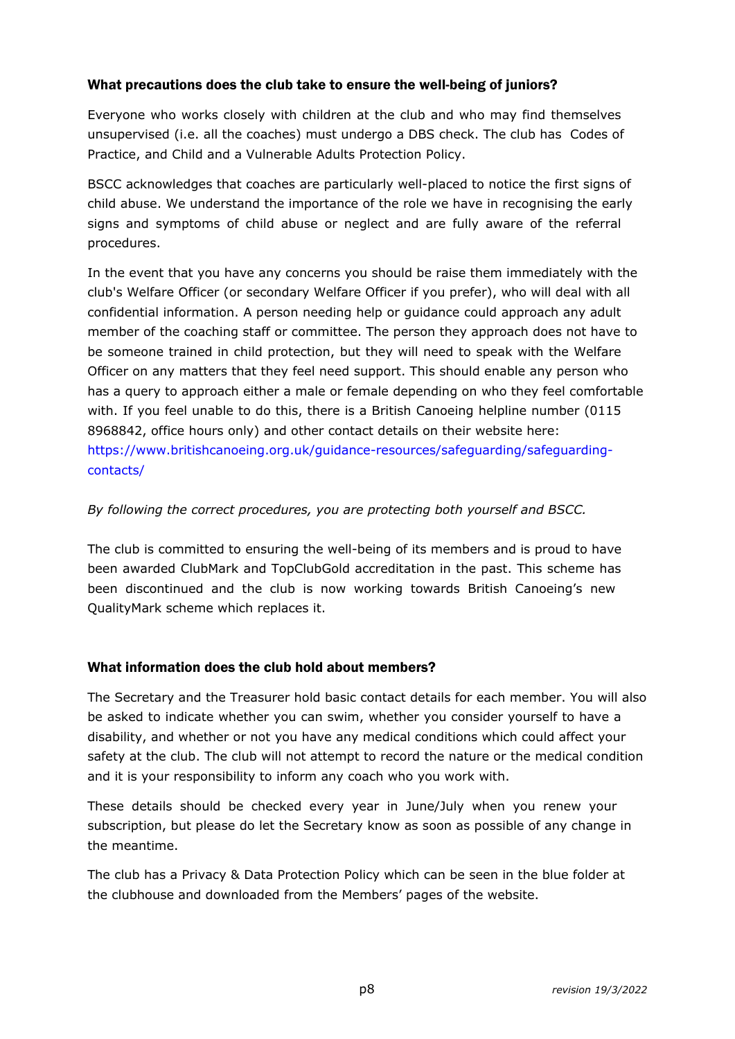### What precautions does the club take to ensure the well-being of juniors?

Everyone who works closely with children at the club and who may find themselves unsupervised (i.e. all the coaches) must undergo a DBS check. The club has Codes of Practice, and Child and a Vulnerable Adults Protection Policy.

BSCC acknowledges that coaches are particularly well-placed to notice the first signs of child abuse. We understand the importance of the role we have in recognising the early signs and symptoms of child abuse or neglect and are fully aware of the referral procedures.

In the event that you have any concerns you should be raise them immediately with the club's Welfare Officer (or secondary Welfare Officer if you prefer), who will deal with all confidential information. A person needing help or guidance could approach any adult member of the coaching staff or committee. The person they approach does not have to be someone trained in child protection, but they will need to speak with the Welfare Officer on any matters that they feel need support. This should enable any person who has a query to approach either a male or female depending on who they feel comfortable with. If you feel unable to do this, there is a British Canoeing helpline number (0115 8968842, office hours only) and other contact details on their website here: https://www.britishcanoeing.org.uk/guidance-resources/safeguarding/safeguarding-contacts/

*By following the correct procedures, you are protecting both yourself and BSCC.*

The club is committed to ensuring the well-being of its members and is proud to have been awarded ClubMark and TopClubGold accreditation in the past. This scheme has been discontinued and the club is now working towards British Canoeing's new QualityMark scheme which replaces it.

### What information does the club hold about members?

The Secretary and the Treasurer hold basic contact details for each member. You will also be asked to indicate whether you can swim, whether you consider yourself to have a disability, and whether or not you have any medical conditions which could affect your safety at the club. The club will not attempt to record the nature or the medical condition and it is your responsibility to inform any coach who you work with.

These details should be checked every year in June/July when you renew your subscription, but please do let the Secretary know as soon as possible of any change in the meantime.

The club has a Privacy & Data Protection Policy which can be seen in the blue folder at the clubhouse and downloaded from the Members' pages of the website.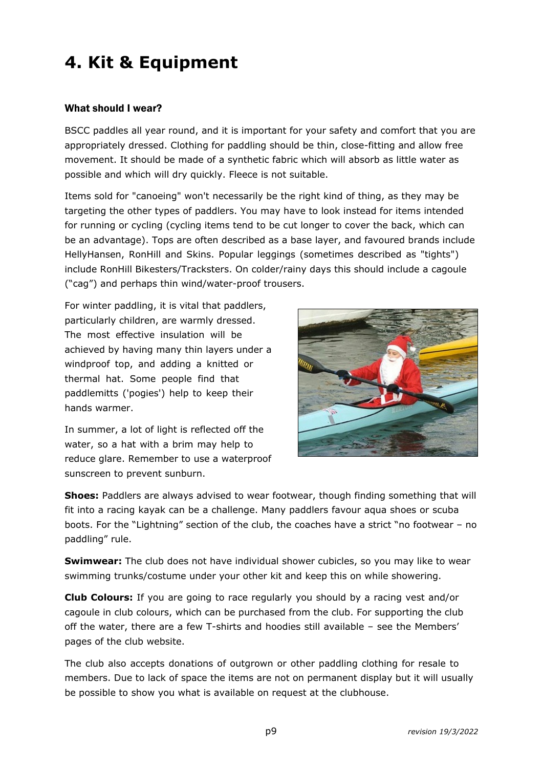# 4. Kit & Equipment

### What should I wear?

BSCC paddles all year round, and it is important for your safety and comfort that you are appropriately dressed. Clothing for paddling should be thin, close-fitting and allow free movement. It should be made of a synthetic fabric which will absorb as little water as possible and which will dry quickly. Fleece is not suitable.

Items sold for "canoeing" won't necessarily be the right kind of thing, as they may be targeting the other types of paddlers. You may have to look instead for items intended for running or cycling (cycling items tend to be cut longer to cover the back, which can be an advantage). Tops are often described as a base layer, and favoured brands include HellyHansen, RonHill and Skins. Popular leggings (sometimes described as "tights") include RonHill Bikesters/Tracksters. On colder/rainy days this should include a cagoule ("cag") and perhaps thin wind/water-proof trousers.

For winter paddling, it is vital that paddlers, particularly children, are warmly dressed. The most effective insulation will be achieved by having many thin layers under a windproof top, and adding a knitted or thermal hat. Some people find that paddlemitts ('pogies') help to keep their hands warmer.

In summer, a lot of light is reflected off the water, so a hat with a brim may help to reduce glare. Remember to use a waterproof sunscreen to prevent sunburn.

**Shoes:** Paddlers are always advised to wear footwear, though finding something that will fit into a racing kayak can be a challenge. Many paddlers favour aqua shoes or scuba boots. For the "Lightning" section of the club, the coaches have a strict "no footwear – no paddling" rule.

**Swimwear:** The club does not have individual shower cubicles, so you may like to wear swimming trunks/costume under your other kit and keep this on while showering.

**Club Colours:** If you are going to race regularly you should by a racing vest and/or cagoule in club colours, which can be purchased from the club. For supporting the club off the water, there are a few T-shirts and hoodies still available – see the Members' pages of the club website.

The club also accepts donations of outgrown or other paddling clothing for resale to members. Due to lack of space the items are not on permanent display but it will usually be possible to show you what is available on request at the clubhouse.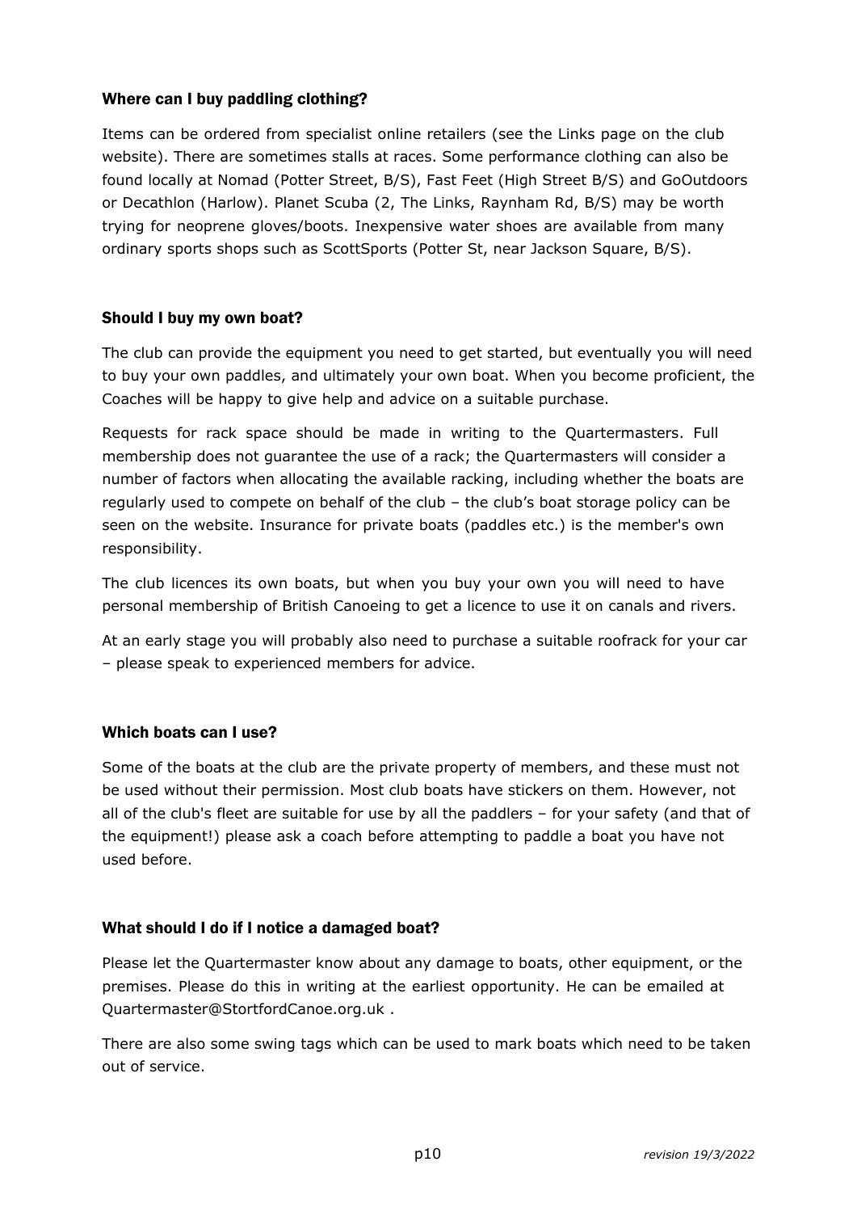### Where can I buy paddling clothing?

Items can be ordered from specialist online retailers (see the Links page on the club website). There are sometimes stalls at races. Some performance clothing can also be found locally at Nomad (Potter Street, B/S), Fast Feet (High Street B/S) and GoOutdoors or Decathlon (Harlow). Planet Scuba (2, The Links, Raynham Rd, B/S) may be worth trying for neoprene gloves/boots. Inexpensive water shoes are available from many ordinary sports shops such as ScottSports (Potter St, near Jackson Square, B/S).

### Should I buy my own boat?

The club can provide the equipment you need to get started, but eventually you will need to buy your own paddles, and ultimately your own boat. When you become proficient, the Coaches will be happy to give help and advice on a suitable purchase.

Requests for rack space should be made in writing to the Quartermasters. Full membership does not guarantee the use of a rack; the Quartermasters will consider a number of factors when allocating the available racking, including whether the boats are regularly used to compete on behalf of the club – the club's boat storage policy can be seen on the website. Insurance for private boats (paddles etc.) is the member's own responsibility.

The club licences its own boats, but when you buy your own you will need to have personal membership of British Canoeing to get a licence to use it on canals and rivers.

At an early stage you will probably also need to purchase a suitable roofrack for your car – please speak to experienced members for advice.

### Which boats can I use?

Some of the boats at the club are the private property of members, and these must not be used without their permission. Most club boats have stickers on them. However, not all of the club's fleet are suitable for use by all the paddlers – for your safety (and that of the equipment!) please ask a coach before attempting to paddle a boat you have not used before.

### What should I do if I notice a damaged boat?

Please let the Quartermaster know about any damage to boats, other equipment, or the premises. Please do this in writing at the earliest opportunity. He can be emailed at Quartermaster@StortfordCanoe.org.uk .

There are also some swing tags which can be used to mark boats which need to be taken out of service.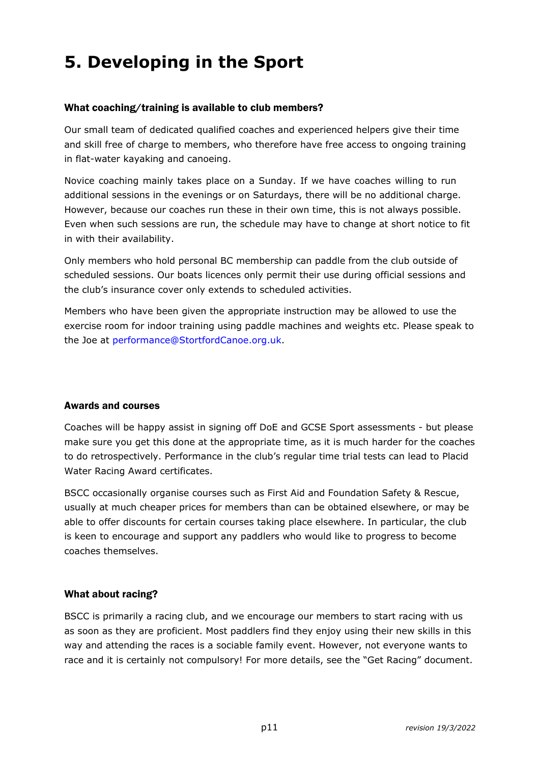# 5. Developing in the Sport

### What coaching/training is available to club members?

Our small team of dedicated qualified coaches and experienced helpers give their time and skill free of charge to members, who therefore have free access to ongoing training in flat-water kayaking and canoeing.

Novice coaching mainly takes place on a Sunday. If we have coaches willing to run additional sessions in the evenings or on Saturdays, there will be no additional charge. However, because our coaches run these in their own time, this is not always possible. Even when such sessions are run, the schedule may have to change at short notice to fit in with their availability.

Only members who hold personal BC membership can paddle from the club outside of scheduled sessions. Our boats licences only permit their use during official sessions and the club's insurance cover only extends to scheduled activities.

Members who have been given the appropriate instruction may be allowed to use the exercise room for indoor training using paddle machines and weights etc. Please speak to the Joe at performance@StortfordCanoe.org.uk.

### Awards and courses

Coaches will be happy assist in signing off DoE and GCSE Sport assessments - but please make sure you get this done at the appropriate time, as it is much harder for the coaches to do retrospectively. Performance in the club's regular time trial tests can lead to Placid Water Racing Award certificates.

BSCC occasionally organise courses such as First Aid and Foundation Safety & Rescue, usually at much cheaper prices for members than can be obtained elsewhere, or may be able to offer discounts for certain courses taking place elsewhere. In particular, the club is keen to encourage and support any paddlers who would like to progress to become coaches themselves.

### What about racing?

BSCC is primarily a racing club, and we encourage our members to start racing with us as soon as they are proficient. Most paddlers find they enjoy using their new skills in this way and attending the races is a sociable family event. However, not everyone wants to race and it is certainly not compulsory! For more details, see the "Get Racing" document.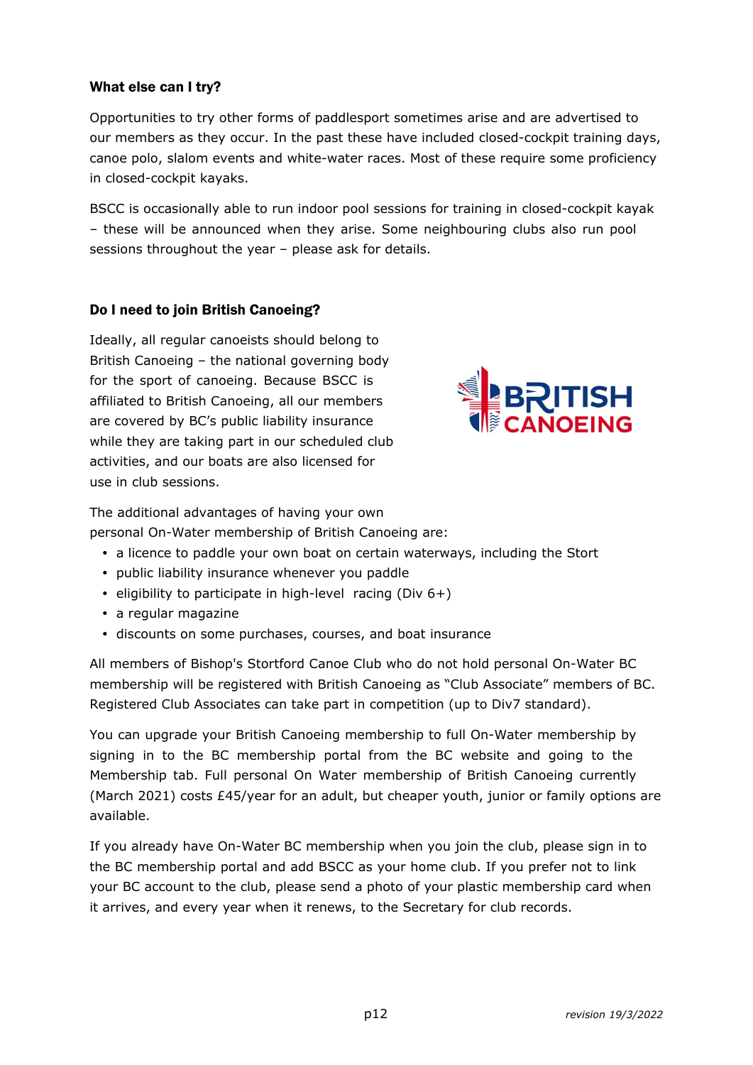### What else can I try?

Opportunities to try other forms of paddlesport sometimes arise and are advertised to our members as they occur. In the past these have included closed-cockpit training days, canoe polo, slalom events and white-water races. Most of these require some proficiency in closed-cockpit kayaks.

BSCC is occasionally able to run indoor pool sessions for training in closed-cockpit kayak – these will be announced when they arise. Some neighbouring clubs also run pool sessions throughout the year – please ask for details.

### Do I need to join British Canoeing?

Ideally, all regular canoeists should belong to British Canoeing – the national governing body for the sport of canoeing. Because BSCC is affiliated to British Canoeing, all our members are covered by BC's public liability insurance while they are taking part in our scheduled club activities, and our boats are also licensed for use in club sessions.

The additional advantages of having your own personal On-Water membership of British Canoeing are:

- a licence to paddle your own boat on certain waterways, including the Stort
- public liability insurance whenever you paddle
- eligibility to participate in high-level racing (Div 6+)
- a regular magazine
- discounts on some purchases, courses, and boat insurance

All members of Bishop's Stortford Canoe Club who do not hold personal On-Water BC membership will be registered with British Canoeing as "Club Associate" members of BC. Registered Club Associates can take part in competition (up to Div7 standard).

You can upgrade your British Canoeing membership to full On-Water membership by signing in to the BC membership portal from the BC website and going to the Membership tab. Full personal On Water membership of British Canoeing currently (March 2021) costs £45/year for an adult, but cheaper youth, junior or family options are available.

If you already have On-Water BC membership when you join the club, please sign in to the BC membership portal and add BSCC as your home club. If you prefer not to link your BC account to the club, please send a photo of your plastic membership card when it arrives, and every year when it renews, to the Secretary for club records.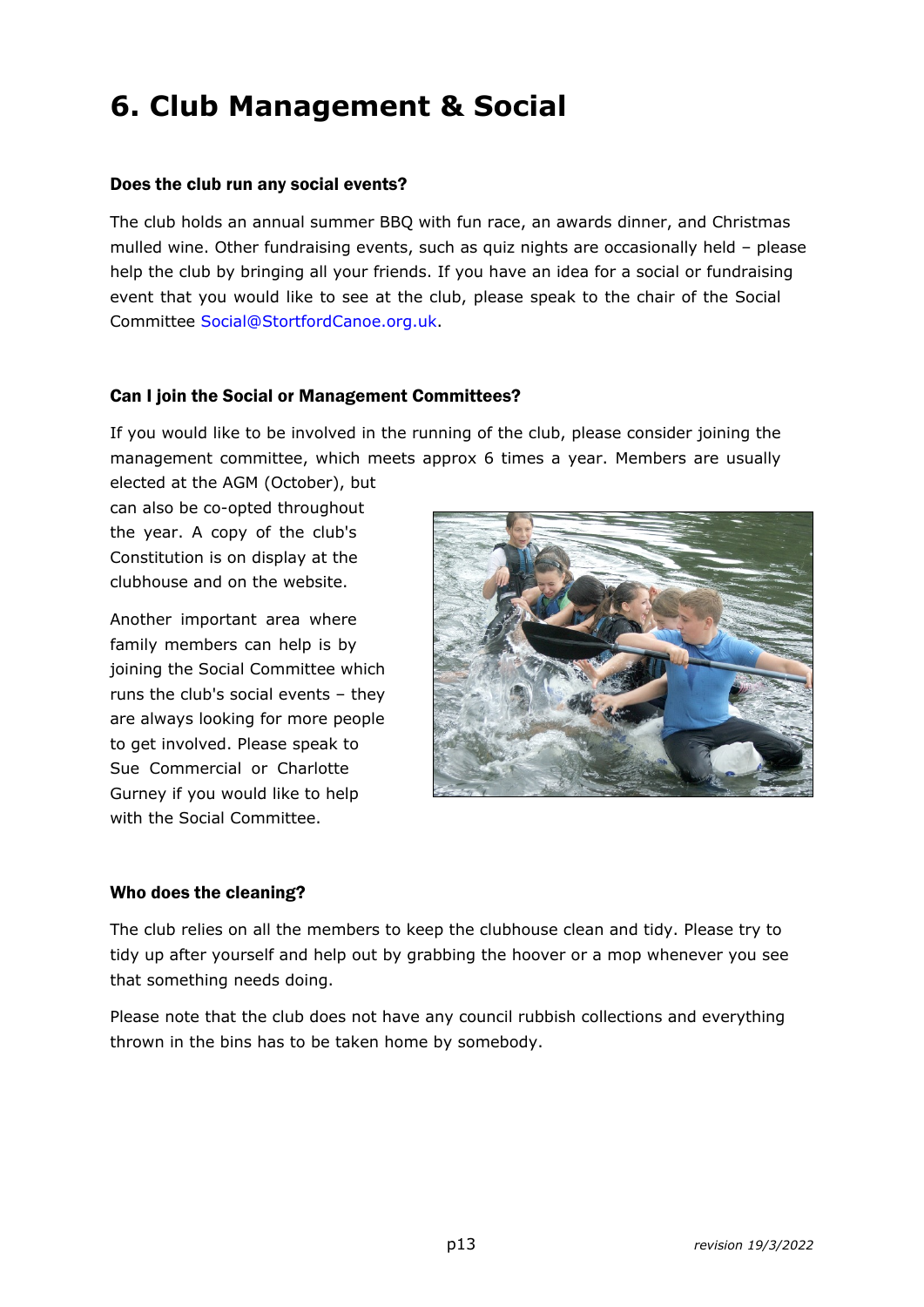# 6. Club Management & Social

### Does the club run any social events?

The club holds an annual summer BBQ with fun race, an awards dinner, and Christmas mulled wine. Other fundraising events, such as quiz nights are occasionally held – please help the club by bringing all your friends. If you have an idea for a social or fundraising event that you would like to see at the club, please speak to the chair of the Social Committee Social@StortfordCanoe.org.uk.

### Can I join the Social or Management Committees?

If you would like to be involved in the running of the club, please consider joining the management committee, which meets approx 6 times a year. Members are usually elected at the AGM (October), but can also be co-opted throughout the year. A copy of the club's Constitution is on display at the clubhouse and on the website.

Another important area where family members can help is by joining the Social Committee which runs the club's social events – they are always looking for more people to get involved. Please speak to Sue Commercial or Charlotte Gurney if you would like to help with the Social Committee.

### Who does the cleaning?

The club relies on all the members to keep the clubhouse clean and tidy. Please try to tidy up after yourself and help out by grabbing the hoover or a mop whenever you see that something needs doing.

Please note that the club does not have any council rubbish collections and everything thrown in the bins has to be taken home by somebody.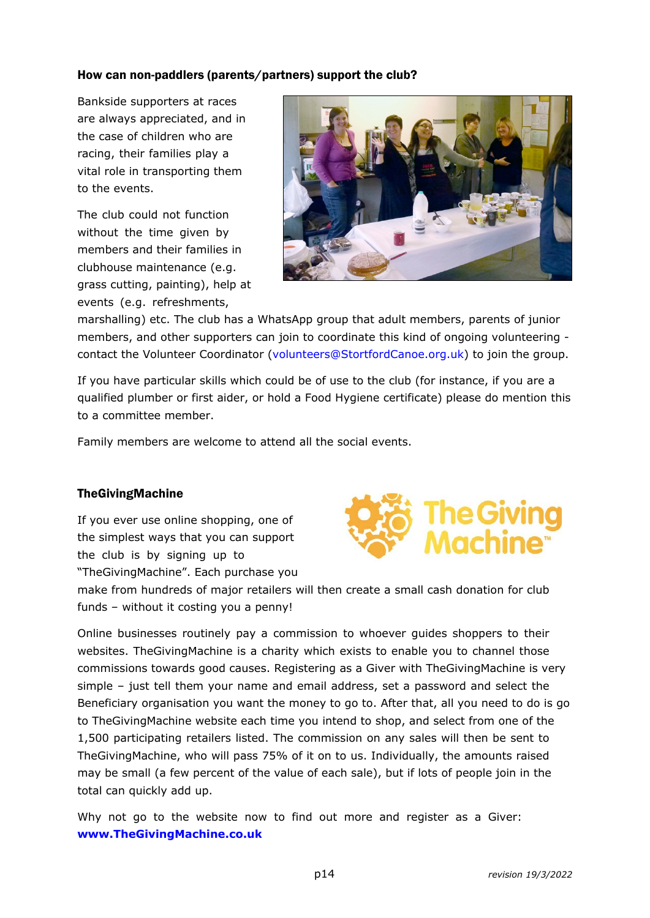### How can non-paddlers (parents/partners) support the club?

Bankside supporters at races are always appreciated, and in the case of children who are racing, their families play a vital role in transporting them to the events.

The club could not function without the time given by members and their families in clubhouse maintenance (e.g. grass cutting, painting), help at events (e.g. refreshments, marshalling) etc. The club has a WhatsApp group that adult members, parents of junior members, and other supporters can join to coordinate this kind of ongoing volunteering - contact the Volunteer Coordinator (volunteers@StortfordCanoe.org.uk) to join the group.

If you have particular skills which could be of use to the club (for instance, if you are a qualified plumber or first aider, or hold a Food Hygiene certificate) please do mention this to a committee member.

Family members are welcome to attend all the social events.

### TheGivingMachine

If you ever use online shopping, one of the simplest ways that you can support the club is by signing up to "TheGivingMachine". Each purchase you make from hundreds of major retailers will then create a small cash donation for club funds – without it costing you a penny!

Online businesses routinely pay a commission to whoever guides shoppers to their websites. TheGivingMachine is a charity which exists to enable you to channel those commissions towards good causes. Registering as a Giver with TheGivingMachine is very simple – just tell them your name and email address, set a password and select the Beneficiary organisation you want the money to go to. After that, all you need to do is go to TheGivingMachine website each time you intend to shop, and select from one of the 1,500 participating retailers listed. The commission on any sales will then be sent to TheGivingMachine, who will pass 75% of it on to us. Individually, the amounts raised may be small (a few percent of the value of each sale), but if lots of people join in the total can quickly add up.

Why not go to the website now to find out more and register as a Giver: **www.TheGivingMachine.co.uk**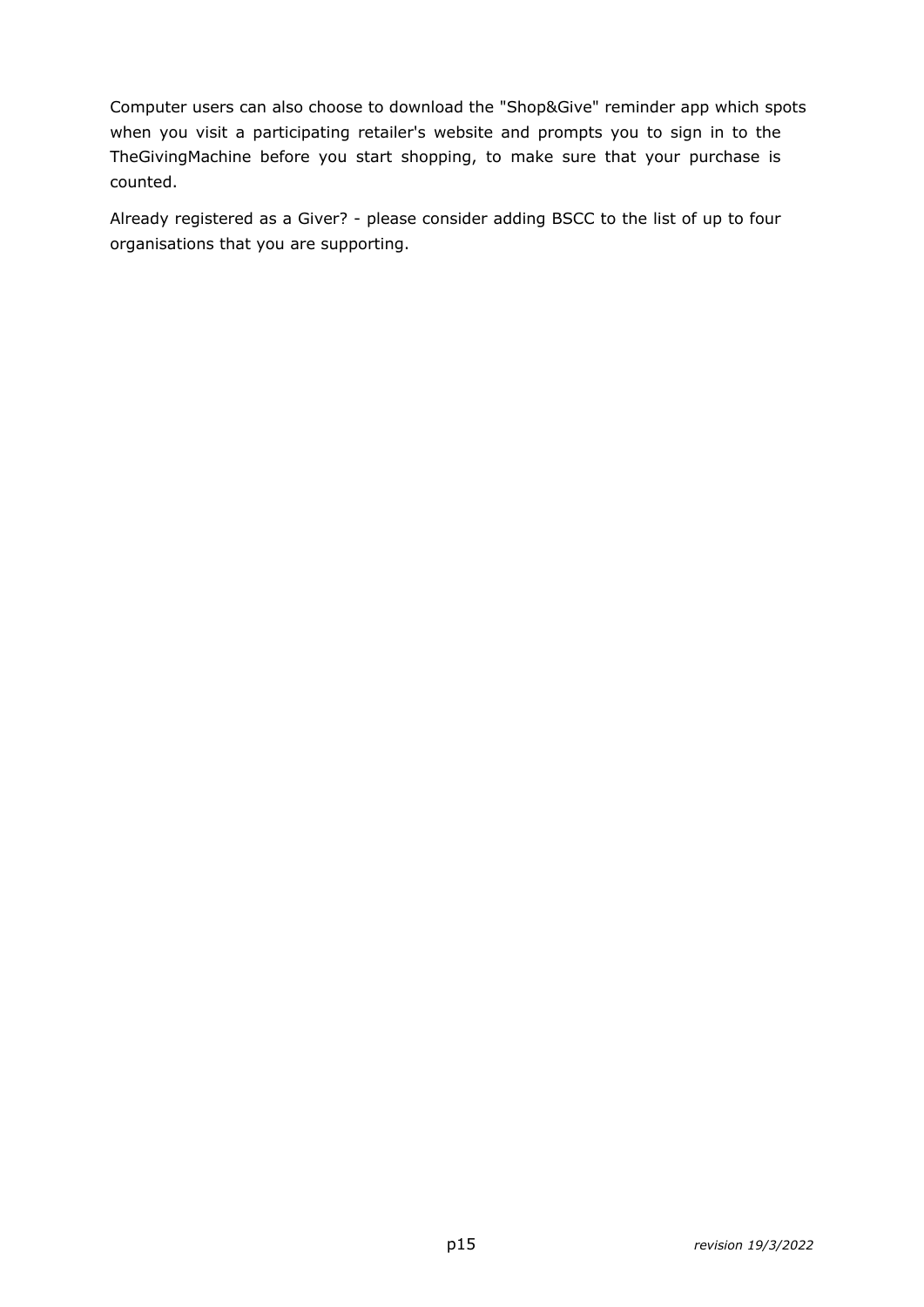Computer users can also choose to download the "Shop&Give" reminder app which spots when you visit a participating retailer's website and prompts you to sign in to the TheGivingMachine before you start shopping, to make sure that your purchase is counted.

Already registered as a Giver? - please consider adding BSCC to the list of up to four organisations that you are supporting.